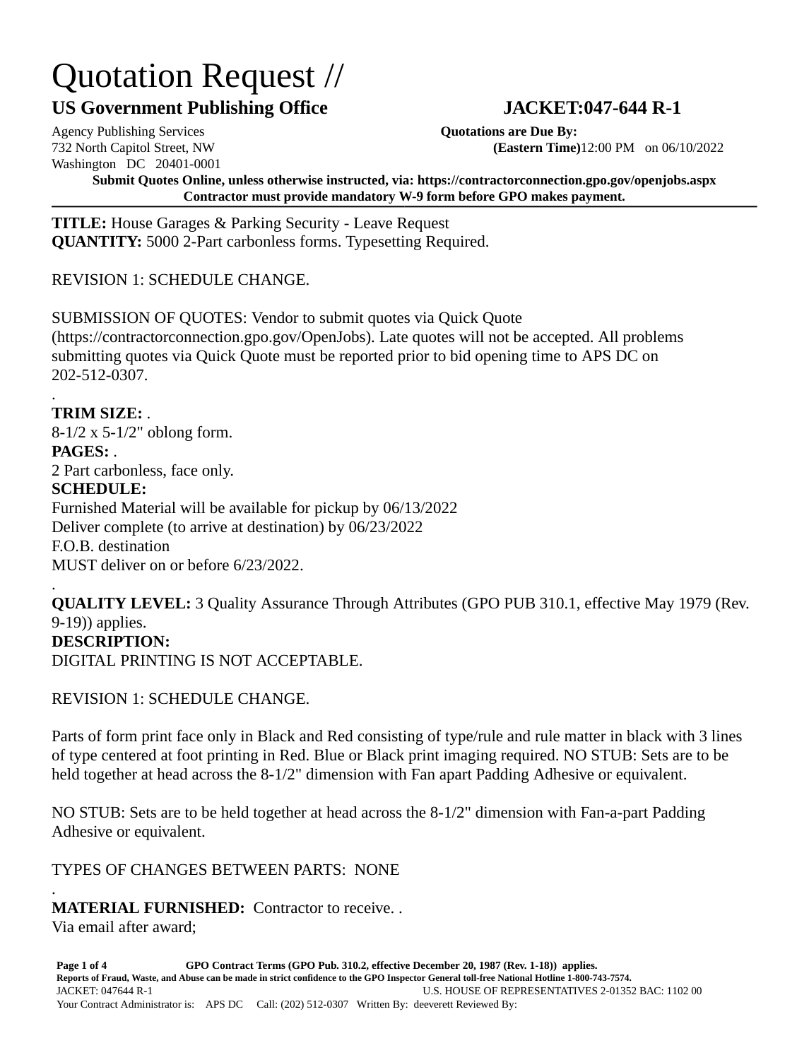# Quotation Request //

## US Government Publishing Office — JACKET:047-644 R-1

Agency Publishing Services
732 North Capitol Street, NW
Washington DC 20401-0001

**Quotations are Due By:**
**(Eastern Time)**12:00 PM on 06/10/2022

**Submit Quotes Online, unless otherwise instructed, via: https://contractorconnection.gpo.gov/openjobs.aspx**
**Contractor must provide mandatory W-9 form before GPO makes payment.**

---

**TITLE:** House Garages & Parking Security - Leave Request
**QUANTITY:** 5000 2-Part carbonless forms. Typesetting Required.

REVISION 1: SCHEDULE CHANGE.

SUBMISSION OF QUOTES: Vendor to submit quotes via Quick Quote (https://contractorconnection.gpo.gov/OpenJobs). Late quotes will not be accepted. All problems submitting quotes via Quick Quote must be reported prior to bid opening time to APS DC on 202-512-0307.
.
**TRIM SIZE:** .
8-1/2 x 5-1/2" oblong form.
**PAGES:** .
2 Part carbonless, face only.
**SCHEDULE:**
Furnished Material will be available for pickup by 06/13/2022
Deliver complete (to arrive at destination) by 06/23/2022
F.O.B. destination
MUST deliver on or before 6/23/2022.
.
**QUALITY LEVEL:** 3 Quality Assurance Through Attributes (GPO PUB 310.1, effective May 1979 (Rev. 9-19)) applies.
**DESCRIPTION:**
DIGITAL PRINTING IS NOT ACCEPTABLE.

REVISION 1: SCHEDULE CHANGE.

Parts of form print face only in Black and Red consisting of type/rule and rule matter in black with 3 lines of type centered at foot printing in Red. Blue or Black print imaging required. NO STUB: Sets are to be held together at head across the 8-1/2" dimension with Fan apart Padding Adhesive or equivalent.

NO STUB: Sets are to be held together at head across the 8-1/2" dimension with Fan-a-part Padding Adhesive or equivalent.

TYPES OF CHANGES BETWEEN PARTS: NONE
.
**MATERIAL FURNISHED:** Contractor to receive. .
Via email after award;

**GPO Contract Terms (GPO Pub. 310.2, effective December 20, 1987 (Rev. 1-18)) applies.**
**Reports of Fraud, Waste, and Abuse can be made in strict confidence to the GPO Inspector General toll-free National Hotline 1-800-743-7574.**
JACKET: 047644 R-1 — U.S. HOUSE OF REPRESENTATIVES 2-01352 BAC: 1102 00
Your Contract Administrator is: APS DC Call: (202) 512-0307 Written By: deeverett Reviewed By: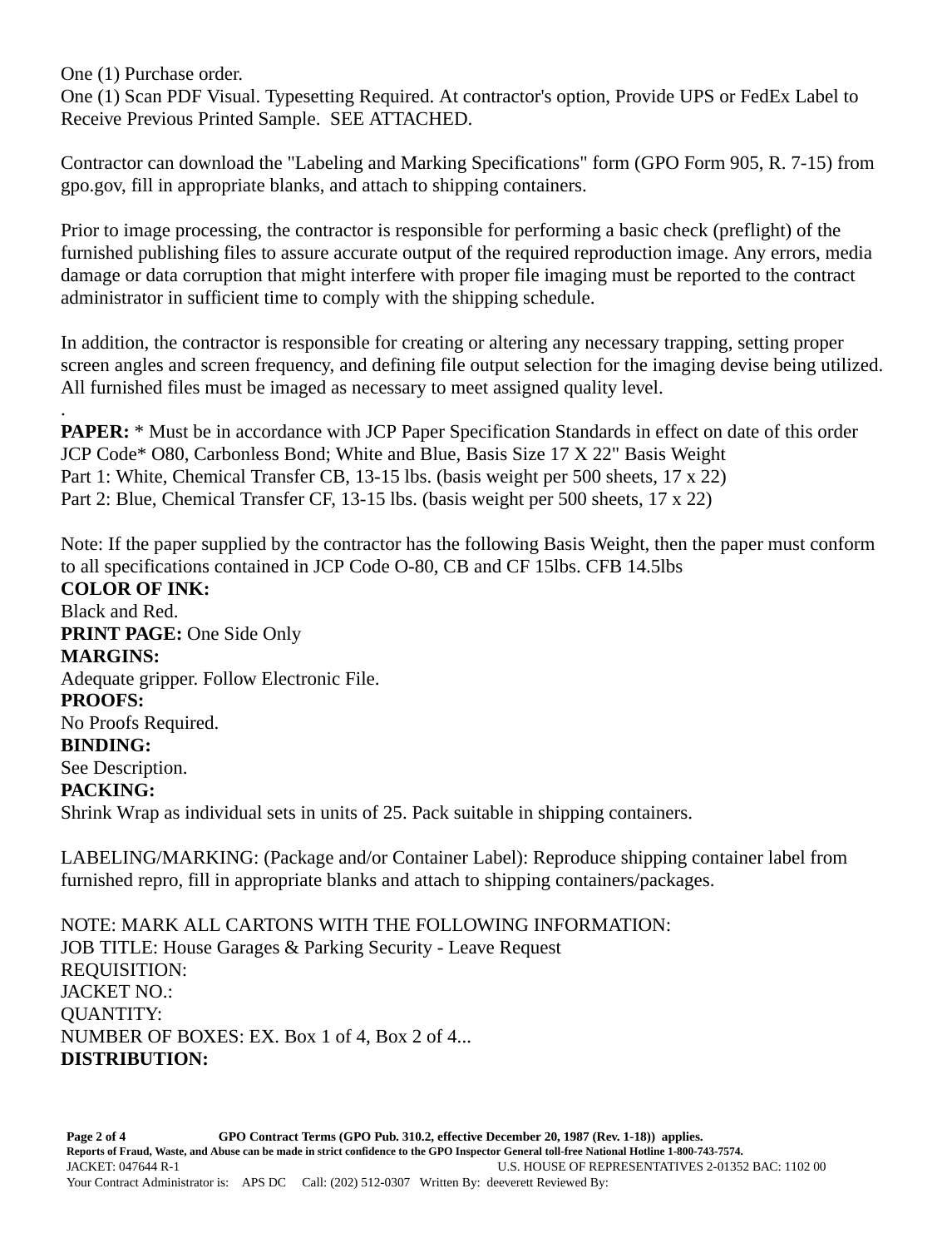One (1) Purchase order.
One (1) Scan PDF Visual. Typesetting Required. At contractor's option, Provide UPS or FedEx Label to Receive Previous Printed Sample. SEE ATTACHED.

Contractor can download the "Labeling and Marking Specifications" form (GPO Form 905, R. 7-15) from gpo.gov, fill in appropriate blanks, and attach to shipping containers.

Prior to image processing, the contractor is responsible for performing a basic check (preflight) of the furnished publishing files to assure accurate output of the required reproduction image. Any errors, media damage or data corruption that might interfere with proper file imaging must be reported to the contract administrator in sufficient time to comply with the shipping schedule.

In addition, the contractor is responsible for creating or altering any necessary trapping, setting proper screen angles and screen frequency, and defining file output selection for the imaging devise being utilized. All furnished files must be imaged as necessary to meet assigned quality level.
.
**PAPER:** * Must be in accordance with JCP Paper Specification Standards in effect on date of this order
JCP Code* O80, Carbonless Bond; White and Blue, Basis Size 17 X 22" Basis Weight
Part 1: White, Chemical Transfer CB, 13-15 lbs. (basis weight per 500 sheets, 17 x 22)
Part 2: Blue, Chemical Transfer CF, 13-15 lbs. (basis weight per 500 sheets, 17 x 22)

Note: If the paper supplied by the contractor has the following Basis Weight, then the paper must conform to all specifications contained in JCP Code O-80, CB and CF 15lbs. CFB 14.5lbs
**COLOR OF INK:**
Black and Red.
**PRINT PAGE:** One Side Only
**MARGINS:**
Adequate gripper. Follow Electronic File.
**PROOFS:**
No Proofs Required.
**BINDING:**
See Description.
**PACKING:**
Shrink Wrap as individual sets in units of 25. Pack suitable in shipping containers.

LABELING/MARKING: (Package and/or Container Label): Reproduce shipping container label from furnished repro, fill in appropriate blanks and attach to shipping containers/packages.

NOTE: MARK ALL CARTONS WITH THE FOLLOWING INFORMATION:
JOB TITLE: House Garages & Parking Security - Leave Request
REQUISITION:
JACKET NO.:
QUANTITY:
NUMBER OF BOXES: EX. Box 1 of 4, Box 2 of 4...
**DISTRIBUTION:**

**GPO Contract Terms (GPO Pub. 310.2, effective December 20, 1987 (Rev. 1-18)) applies.**
**Reports of Fraud, Waste, and Abuse can be made in strict confidence to the GPO Inspector General toll-free National Hotline 1-800-743-7574.**
JACKET: 047644 R-1 U.S. HOUSE OF REPRESENTATIVES 2-01352 BAC: 1102 00
Your Contract Administrator is: APS DC Call: (202) 512-0307 Written By: deeverett Reviewed By: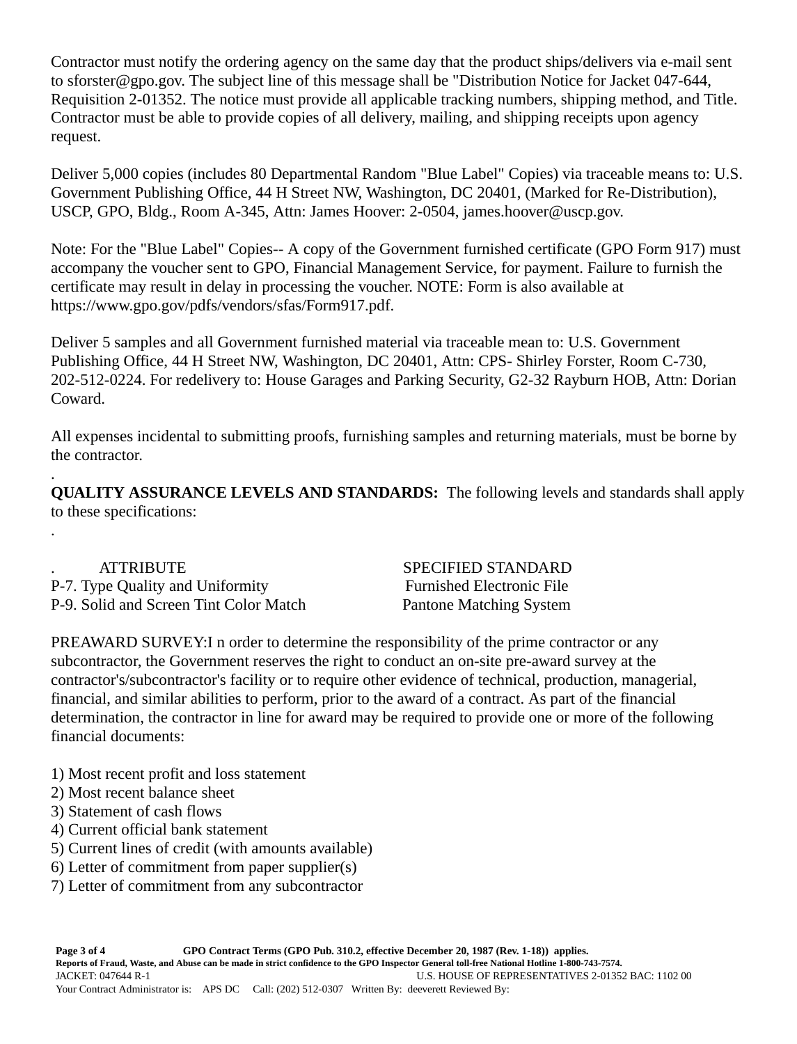Contractor must notify the ordering agency on the same day that the product ships/delivers via e-mail sent to sforster@gpo.gov. The subject line of this message shall be "Distribution Notice for Jacket 047-644, Requisition 2-01352. The notice must provide all applicable tracking numbers, shipping method, and Title. Contractor must be able to provide copies of all delivery, mailing, and shipping receipts upon agency request.

Deliver 5,000 copies (includes 80 Departmental Random "Blue Label" Copies) via traceable means to: U.S. Government Publishing Office, 44 H Street NW, Washington, DC 20401, (Marked for Re-Distribution), USCP, GPO, Bldg., Room A-345, Attn: James Hoover: 2-0504, james.hoover@uscp.gov.

Note: For the "Blue Label" Copies-- A copy of the Government furnished certificate (GPO Form 917) must accompany the voucher sent to GPO, Financial Management Service, for payment. Failure to furnish the certificate may result in delay in processing the voucher. NOTE: Form is also available at https://www.gpo.gov/pdfs/vendors/sfas/Form917.pdf.

Deliver 5 samples and all Government furnished material via traceable mean to: U.S. Government Publishing Office, 44 H Street NW, Washington, DC 20401, Attn: CPS- Shirley Forster, Room C-730, 202-512-0224. For redelivery to: House Garages and Parking Security, G2-32 Rayburn HOB, Attn: Dorian Coward.

All expenses incidental to submitting proofs, furnishing samples and returning materials, must be borne by the contractor.

.

**QUALITY ASSURANCE LEVELS AND STANDARDS:** The following levels and standards shall apply to these specifications:

.

| ATTRIBUTE | SPECIFIED STANDARD |
|---|---|
| P-7. Type Quality and Uniformity | Furnished Electronic File |
| P-9. Solid and Screen Tint Color Match | Pantone Matching System |

PREAWARD SURVEY:I n order to determine the responsibility of the prime contractor or any subcontractor, the Government reserves the right to conduct an on-site pre-award survey at the contractor's/subcontractor's facility or to require other evidence of technical, production, managerial, financial, and similar abilities to perform, prior to the award of a contract. As part of the financial determination, the contractor in line for award may be required to provide one or more of the following financial documents:

1) Most recent profit and loss statement
2) Most recent balance sheet
3) Statement of cash flows
4) Current official bank statement
5) Current lines of credit (with amounts available)
6) Letter of commitment from paper supplier(s)
7) Letter of commitment from any subcontractor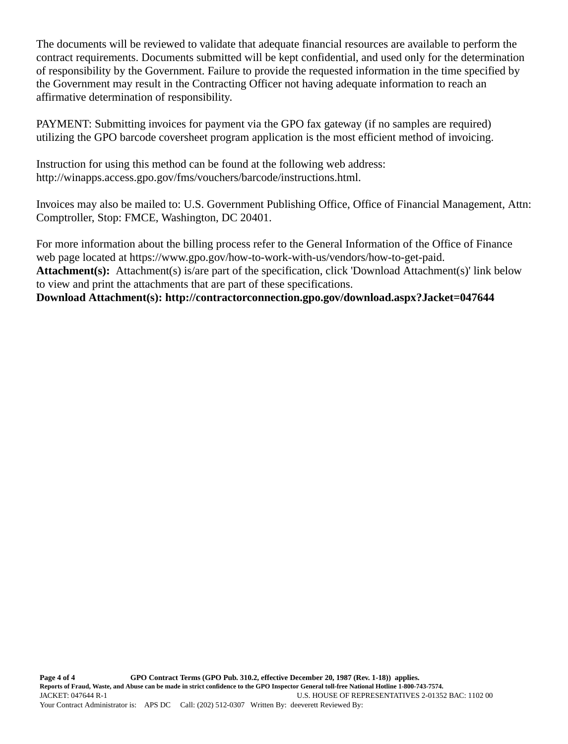The documents will be reviewed to validate that adequate financial resources are available to perform the contract requirements. Documents submitted will be kept confidential, and used only for the determination of responsibility by the Government. Failure to provide the requested information in the time specified by the Government may result in the Contracting Officer not having adequate information to reach an affirmative determination of responsibility.

PAYMENT: Submitting invoices for payment via the GPO fax gateway (if no samples are required) utilizing the GPO barcode coversheet program application is the most efficient method of invoicing.

Instruction for using this method can be found at the following web address: http://winapps.access.gpo.gov/fms/vouchers/barcode/instructions.html.

Invoices may also be mailed to: U.S. Government Publishing Office, Office of Financial Management, Attn: Comptroller, Stop: FMCE, Washington, DC 20401.

For more information about the billing process refer to the General Information of the Office of Finance web page located at https://www.gpo.gov/how-to-work-with-us/vendors/how-to-get-paid.

**Attachment(s):** Attachment(s) is/are part of the specification, click 'Download Attachment(s)' link below to view and print the attachments that are part of these specifications.

**Download Attachment(s): http://contractorconnection.gpo.gov/download.aspx?Jacket=047644**

**GPO Contract Terms (GPO Pub. 310.2, effective December 20, 1987 (Rev. 1-18)) applies.**

**Reports of Fraud, Waste, and Abuse can be made in strict confidence to the GPO Inspector General toll-free National Hotline 1-800-743-7574.**

JACKET: 047644 R-1 U.S. HOUSE OF REPRESENTATIVES 2-01352 BAC: 1102 00

Your Contract Administrator is: APS DC Call: (202) 512-0307 Written By: deeverett Reviewed By: